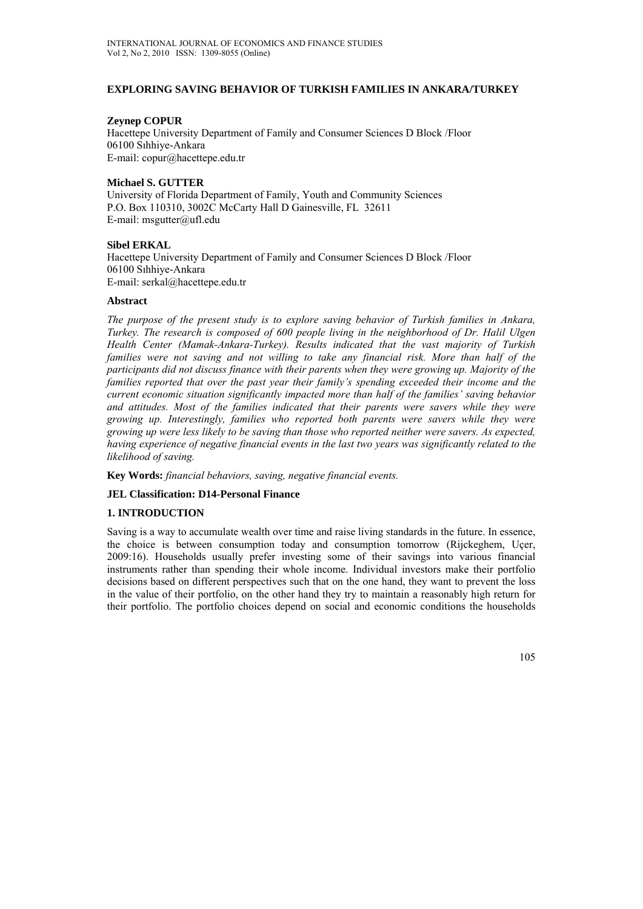# EXPLORING SAVING BEHAVIOR OF TURKISH FAMILIES IN ANKARA/TURKEY

**Zeynep COPUR**
Hacettepe University Department of Family and Consumer Sciences D Block /Floor
06100 Sıhhiye-Ankara
E-mail: copur@hacettepe.edu.tr

**Michael S. GUTTER**
University of Florida Department of Family, Youth and Community Sciences
P.O. Box 110310, 3002C McCarty Hall D Gainesville, FL 32611
E-mail: msgutter@ufl.edu

**Sibel ERKAL**
Hacettepe University Department of Family and Consumer Sciences D Block /Floor
06100 Sıhhiye-Ankara
E-mail: serkal@hacettepe.edu.tr

### Abstract

*The purpose of the present study is to explore saving behavior of Turkish families in Ankara, Turkey. The research is composed of 600 people living in the neighborhood of Dr. Halil Ulgen Health Center (Mamak-Ankara-Turkey). Results indicated that the vast majority of Turkish families were not saving and not willing to take any financial risk. More than half of the participants did not discuss finance with their parents when they were growing up. Majority of the families reported that over the past year their family's spending exceeded their income and the current economic situation significantly impacted more than half of the families' saving behavior and attitudes. Most of the families indicated that their parents were savers while they were growing up. Interestingly, families who reported both parents were savers while they were growing up were less likely to be saving than those who reported neither were savers. As expected, having experience of negative financial events in the last two years was significantly related to the likelihood of saving.*

**Key Words:** *financial behaviors, saving, negative financial events.*

**JEL Classification: D14-Personal Finance**

## 1. INTRODUCTION

Saving is a way to accumulate wealth over time and raise living standards in the future. In essence, the choice is between consumption today and consumption tomorrow (Rijckeghem, Uçer, 2009:16). Households usually prefer investing some of their savings into various financial instruments rather than spending their whole income. Individual investors make their portfolio decisions based on different perspectives such that on the one hand, they want to prevent the loss in the value of their portfolio, on the other hand they try to maintain a reasonably high return for their portfolio. The portfolio choices depend on social and economic conditions the households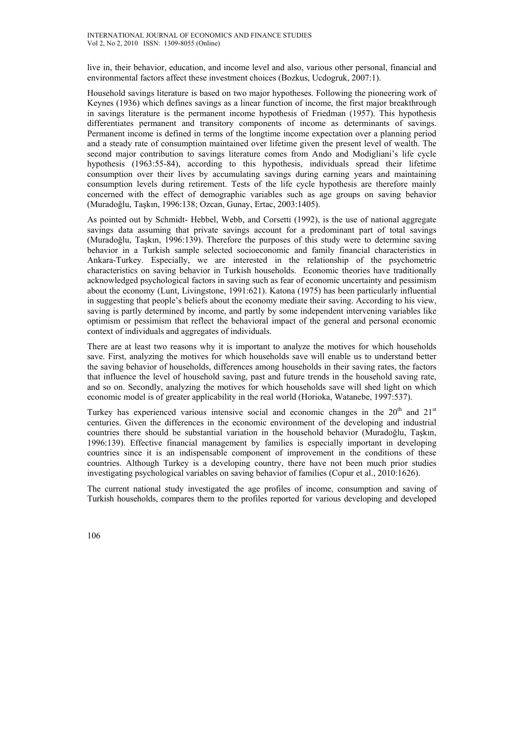live in, their behavior, education, and income level and also, various other personal, financial and environmental factors affect these investment choices (Bozkus, Ucdogruk, 2007:1).

Household savings literature is based on two major hypotheses. Following the pioneering work of Keynes (1936) which defines savings as a linear function of income, the first major breakthrough in savings literature is the permanent income hypothesis of Friedman (1957). This hypothesis differentiates permanent and transitory components of income as determinants of savings. Permanent income is defined in terms of the longtime income expectation over a planning period and a steady rate of consumption maintained over lifetime given the present level of wealth. The second major contribution to savings literature comes from Ando and Modigliani's life cycle hypothesis (1963:55-84), according to this hypothesis, individuals spread their lifetime consumption over their lives by accumulating savings during earning years and maintaining consumption levels during retirement. Tests of the life cycle hypothesis are therefore mainly concerned with the effect of demographic variables such as age groups on saving behavior (Muradoğlu, Taşkın, 1996:138; Ozcan, Gunay, Ertac, 2003:1405).

As pointed out by Schmidt- Hebbel, Webb, and Corsetti (1992), is the use of national aggregate savings data assuming that private savings account for a predominant part of total savings (Muradoğlu, Taşkın, 1996:139). Therefore the purposes of this study were to determine saving behavior in a Turkish sample selected socioeconomic and family financial characteristics in Ankara-Turkey. Especially, we are interested in the relationship of the psychometric characteristics on saving behavior in Turkish households. Economic theories have traditionally acknowledged psychological factors in saving such as fear of economic uncertainty and pessimism about the economy (Lunt, Livingstone, 1991:621). Katona (1975) has been particularly influential in suggesting that people's beliefs about the economy mediate their saving. According to his view, saving is partly determined by income, and partly by some independent intervening variables like optimism or pessimism that reflect the behavioral impact of the general and personal economic context of individuals and aggregates of individuals.

There are at least two reasons why it is important to analyze the motives for which households save. First, analyzing the motives for which households save will enable us to understand better the saving behavior of households, differences among households in their saving rates, the factors that influence the level of household saving, past and future trends in the household saving rate, and so on. Secondly, analyzing the motives for which households save will shed light on which economic model is of greater applicability in the real world (Horioka, Watanebe, 1997:537).

Turkey has experienced various intensive social and economic changes in the 20th and 21st centuries. Given the differences in the economic environment of the developing and industrial countries there should be substantial variation in the household behavior (Muradoğlu, Taşkın, 1996:139). Effective financial management by families is especially important in developing countries since it is an indispensable component of improvement in the conditions of these countries. Although Turkey is a developing country, there have not been much prior studies investigating psychological variables on saving behavior of families (Copur et al., 2010:1626).

The current national study investigated the age profiles of income, consumption and saving of Turkish households, compares them to the profiles reported for various developing and developed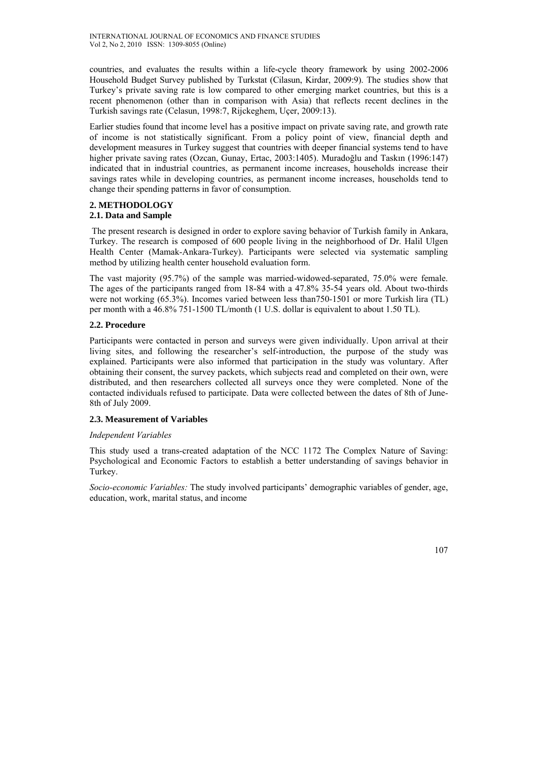countries, and evaluates the results within a life-cycle theory framework by using 2002-2006 Household Budget Survey published by Turkstat (Cilasun, Kirdar, 2009:9). The studies show that Turkey's private saving rate is low compared to other emerging market countries, but this is a recent phenomenon (other than in comparison with Asia) that reflects recent declines in the Turkish savings rate (Celasun, 1998:7, Rijckeghem, Uçer, 2009:13).

Earlier studies found that income level has a positive impact on private saving rate, and growth rate of income is not statistically significant. From a policy point of view, financial depth and development measures in Turkey suggest that countries with deeper financial systems tend to have higher private saving rates (Ozcan, Gunay, Ertac, 2003:1405). Muradoğlu and Taskın (1996:147) indicated that in industrial countries, as permanent income increases, households increase their savings rates while in developing countries, as permanent income increases, households tend to change their spending patterns in favor of consumption.

## 2. METHODOLOGY

### 2.1. Data and Sample

The present research is designed in order to explore saving behavior of Turkish family in Ankara, Turkey. The research is composed of 600 people living in the neighborhood of Dr. Halil Ulgen Health Center (Mamak-Ankara-Turkey). Participants were selected via systematic sampling method by utilizing health center household evaluation form.

The vast majority (95.7%) of the sample was married-widowed-separated, 75.0% were female. The ages of the participants ranged from 18-84 with a 47.8% 35-54 years old. About two-thirds were not working (65.3%). Incomes varied between less than750-1501 or more Turkish lira (TL) per month with a 46.8% 751-1500 TL/month (1 U.S. dollar is equivalent to about 1.50 TL).

### 2.2. Procedure

Participants were contacted in person and surveys were given individually. Upon arrival at their living sites, and following the researcher's self-introduction, the purpose of the study was explained. Participants were also informed that participation in the study was voluntary. After obtaining their consent, the survey packets, which subjects read and completed on their own, were distributed, and then researchers collected all surveys once they were completed. None of the contacted individuals refused to participate. Data were collected between the dates of 8th of June-8th of July 2009.

### 2.3. Measurement of Variables

*Independent Variables*

This study used a trans-created adaptation of the NCC 1172 The Complex Nature of Saving: Psychological and Economic Factors to establish a better understanding of savings behavior in Turkey.

*Socio-economic Variables:* The study involved participants' demographic variables of gender, age, education, work, marital status, and income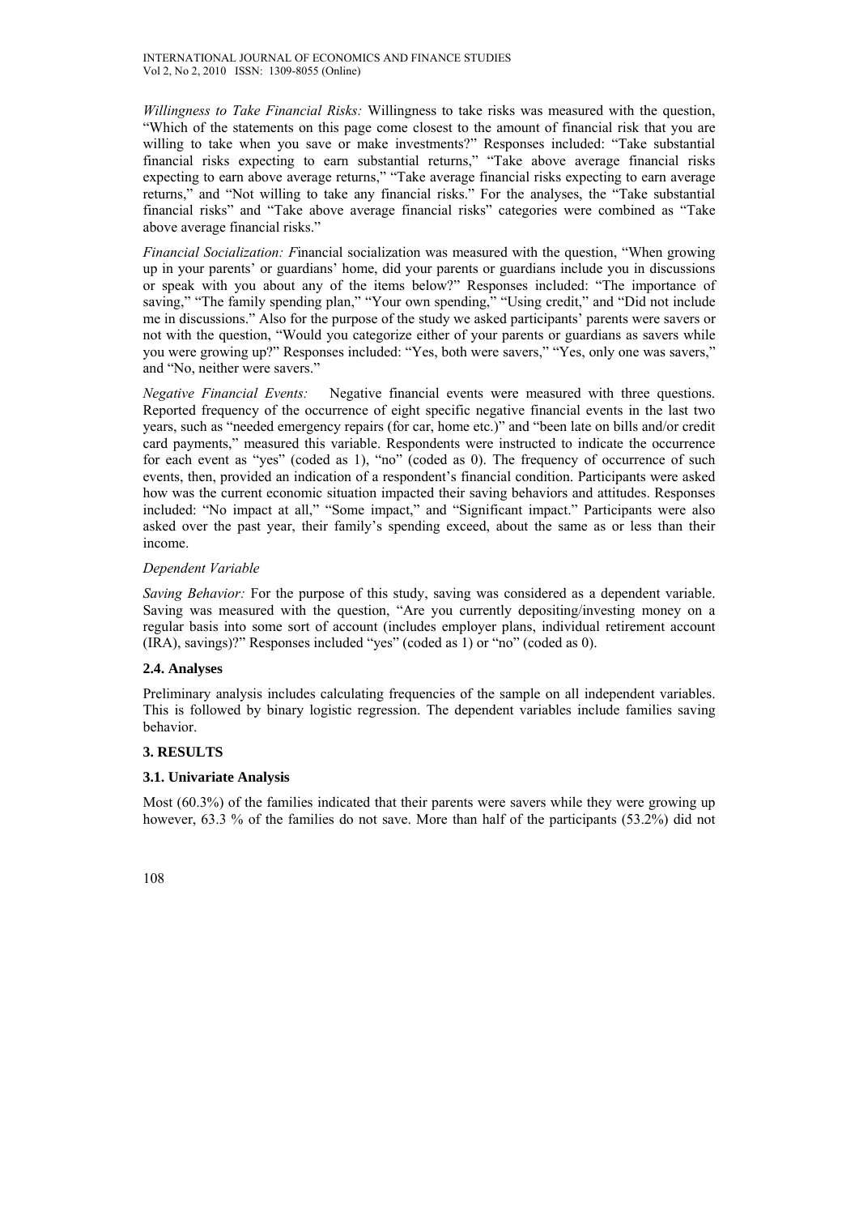*Willingness to Take Financial Risks:* Willingness to take risks was measured with the question, "Which of the statements on this page come closest to the amount of financial risk that you are willing to take when you save or make investments?" Responses included: "Take substantial financial risks expecting to earn substantial returns," "Take above average financial risks expecting to earn above average returns," "Take average financial risks expecting to earn average returns," and "Not willing to take any financial risks." For the analyses, the "Take substantial financial risks" and "Take above average financial risks" categories were combined as "Take above average financial risks."

*Financial Socialization: F*inancial socialization was measured with the question, "When growing up in your parents' or guardians' home, did your parents or guardians include you in discussions or speak with you about any of the items below?" Responses included: "The importance of saving," "The family spending plan," "Your own spending," "Using credit," and "Did not include me in discussions." Also for the purpose of the study we asked participants' parents were savers or not with the question, "Would you categorize either of your parents or guardians as savers while you were growing up?" Responses included: "Yes, both were savers," "Yes, only one was savers," and "No, neither were savers."

*Negative Financial Events:* Negative financial events were measured with three questions. Reported frequency of the occurrence of eight specific negative financial events in the last two years, such as "needed emergency repairs (for car, home etc.)" and "been late on bills and/or credit card payments," measured this variable. Respondents were instructed to indicate the occurrence for each event as "yes" (coded as 1), "no" (coded as 0). The frequency of occurrence of such events, then, provided an indication of a respondent's financial condition. Participants were asked how was the current economic situation impacted their saving behaviors and attitudes. Responses included: "No impact at all," "Some impact," and "Significant impact." Participants were also asked over the past year, their family's spending exceed, about the same as or less than their income.

*Dependent Variable*

*Saving Behavior:* For the purpose of this study, saving was considered as a dependent variable. Saving was measured with the question, "Are you currently depositing/investing money on a regular basis into some sort of account (includes employer plans, individual retirement account (IRA), savings)?" Responses included "yes" (coded as 1) or "no" (coded as 0).

### 2.4. Analyses

Preliminary analysis includes calculating frequencies of the sample on all independent variables. This is followed by binary logistic regression. The dependent variables include families saving behavior.

## 3. RESULTS

### 3.1. Univariate Analysis

Most (60.3%) of the families indicated that their parents were savers while they were growing up however, 63.3 % of the families do not save. More than half of the participants (53.2%) did not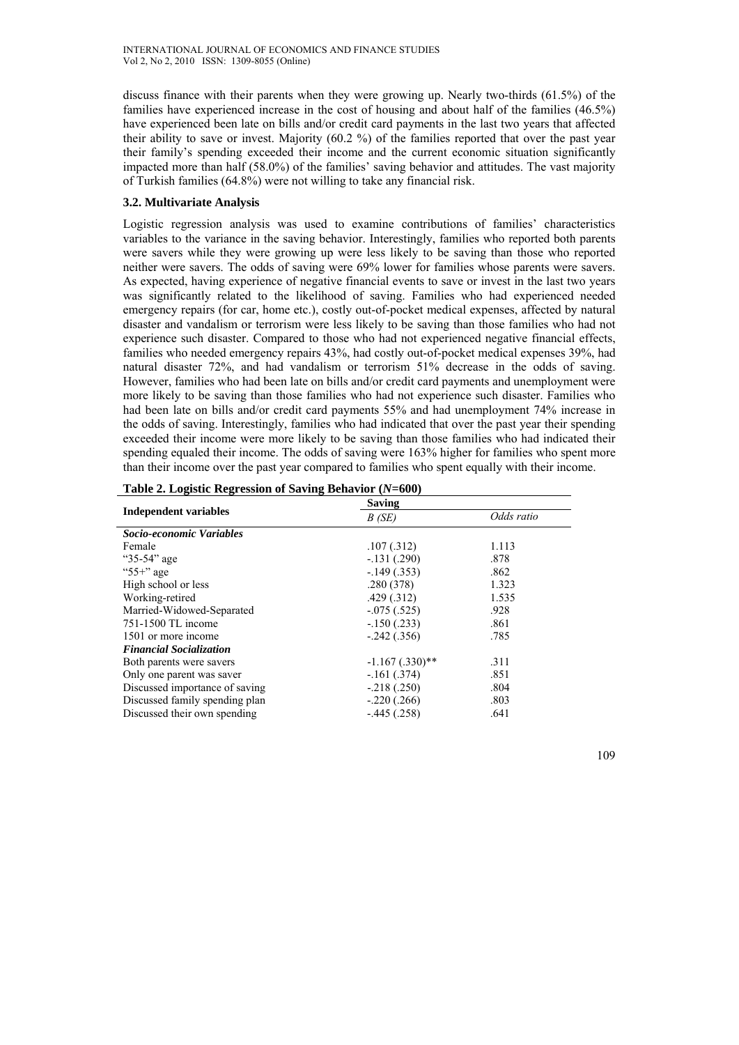discuss finance with their parents when they were growing up. Nearly two-thirds (61.5%) of the families have experienced increase in the cost of housing and about half of the families (46.5%) have experienced been late on bills and/or credit card payments in the last two years that affected their ability to save or invest. Majority (60.2 %) of the families reported that over the past year their family's spending exceeded their income and the current economic situation significantly impacted more than half (58.0%) of the families' saving behavior and attitudes. The vast majority of Turkish families (64.8%) were not willing to take any financial risk.

### 3.2. Multivariate Analysis

Logistic regression analysis was used to examine contributions of families' characteristics variables to the variance in the saving behavior. Interestingly, families who reported both parents were savers while they were growing up were less likely to be saving than those who reported neither were savers. The odds of saving were 69% lower for families whose parents were savers. As expected, having experience of negative financial events to save or invest in the last two years was significantly related to the likelihood of saving. Families who had experienced needed emergency repairs (for car, home etc.), costly out-of-pocket medical expenses, affected by natural disaster and vandalism or terrorism were less likely to be saving than those families who had not experience such disaster. Compared to those who had not experienced negative financial effects, families who needed emergency repairs 43%, had costly out-of-pocket medical expenses 39%, had natural disaster 72%, and had vandalism or terrorism 51% decrease in the odds of saving. However, families who had been late on bills and/or credit card payments and unemployment were more likely to be saving than those families who had not experience such disaster. Families who had been late on bills and/or credit card payments 55% and had unemployment 74% increase in the odds of saving. Interestingly, families who had indicated that over the past year their spending exceeded their income were more likely to be saving than those families who had indicated their spending equaled their income. The odds of saving were 163% higher for families who spent more than their income over the past year compared to families who spent equally with their income.

**Table 2. Logistic Regression of Saving Behavior (*N*=600)**

| Independent variables | Saving | |
|---|---|---|
| | *B (SE)* | *Odds ratio* |
| ***Socio-economic Variables*** | | |
| Female | .107 (.312) | 1.113 |
| "35-54" age | -.131 (.290) | .878 |
| "55+" age | -.149 (.353) | .862 |
| High school or less | .280 (378) | 1.323 |
| Working-retired | .429 (.312) | 1.535 |
| Married-Widowed-Separated | -.075 (.525) | .928 |
| 751-1500 TL income | -.150 (.233) | .861 |
| 1501 or more income | -.242 (.356) | .785 |
| ***Financial Socialization*** | | |
| Both parents were savers | -1.167 (.330)** | .311 |
| Only one parent was saver | -.161 (.374) | .851 |
| Discussed importance of saving | -.218 (.250) | .804 |
| Discussed family spending plan | -.220 (.266) | .803 |
| Discussed their own spending | -.445 (.258) | .641 |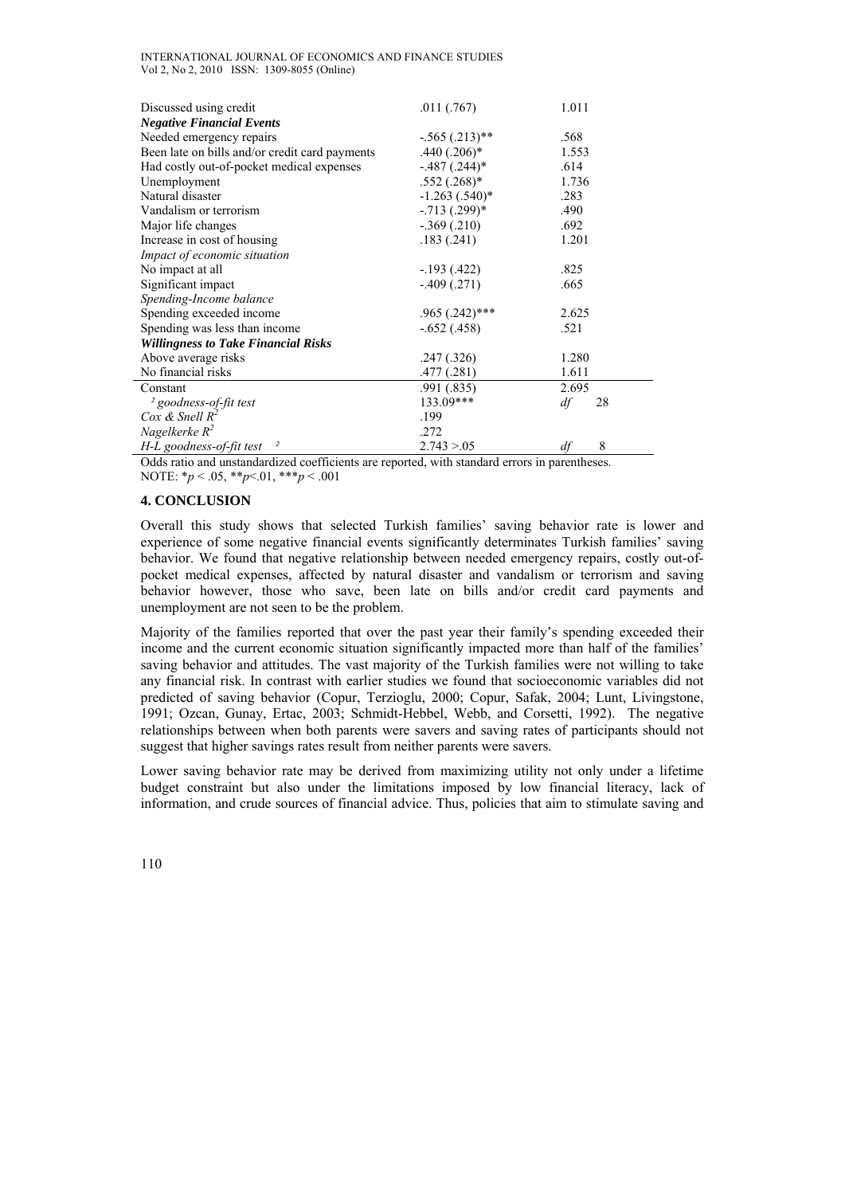| | | |
|---|---|---|
| Discussed using credit | .011 (.767) | 1.011 |
| ***Negative Financial Events*** | | |
| Needed emergency repairs | -.565 (.213)** | .568 |
| Been late on bills and/or credit card payments | .440 (.206)* | 1.553 |
| Had costly out-of-pocket medical expenses | -.487 (.244)* | .614 |
| Unemployment | .552 (.268)* | 1.736 |
| Natural disaster | -1.263 (.540)* | .283 |
| Vandalism or terrorism | -.713 (.299)* | .490 |
| Major life changes | -.369 (.210) | .692 |
| Increase in cost of housing | .183 (.241) | 1.201 |
| *Impact of economic situation* | | |
| No impact at all | -.193 (.422) | .825 |
| Significant impact | -.409 (.271) | .665 |
| *Spending-Income balance* | | |
| Spending exceeded income | .965 (.242)*** | 2.625 |
| Spending was less than income | -.652 (.458) | .521 |
| ***Willingness to Take Financial Risks*** | | |
| Above average risks | .247 (.326) | 1.280 |
| No financial risks | .477 (.281) | 1.611 |
| Constant | .991 (.835) | 2.695 |
| *$\chi^2$ goodness-of-fit test* | 133.09*** | *df* 28 |
| *Cox & Snell $R^2$* | .199 | |
| *Nagelkerke $R^2$* | .272 | |
| *H-L goodness-of-fit test $\chi^2$* | 2.743 >.05 | *df* 8 |

Odds ratio and unstandardized coefficients are reported, with standard errors in parentheses.
NOTE: *$p < .05$, **$p < .01$, ***$p < .001$

## 4. CONCLUSION

Overall this study shows that selected Turkish families' saving behavior rate is lower and experience of some negative financial events significantly determinates Turkish families' saving behavior. We found that negative relationship between needed emergency repairs, costly out-of-pocket medical expenses, affected by natural disaster and vandalism or terrorism and saving behavior however, those who save, been late on bills and/or credit card payments and unemployment are not seen to be the problem.

Majority of the families reported that over the past year their family's spending exceeded their income and the current economic situation significantly impacted more than half of the families' saving behavior and attitudes. The vast majority of the Turkish families were not willing to take any financial risk. In contrast with earlier studies we found that socioeconomic variables did not predicted of saving behavior (Copur, Terzioglu, 2000; Copur, Safak, 2004; Lunt, Livingstone, 1991; Ozcan, Gunay, Ertac, 2003; Schmidt-Hebbel, Webb, and Corsetti, 1992). The negative relationships between when both parents were savers and saving rates of participants should not suggest that higher savings rates result from neither parents were savers.

Lower saving behavior rate may be derived from maximizing utility not only under a lifetime budget constraint but also under the limitations imposed by low financial literacy, lack of information, and crude sources of financial advice. Thus, policies that aim to stimulate saving and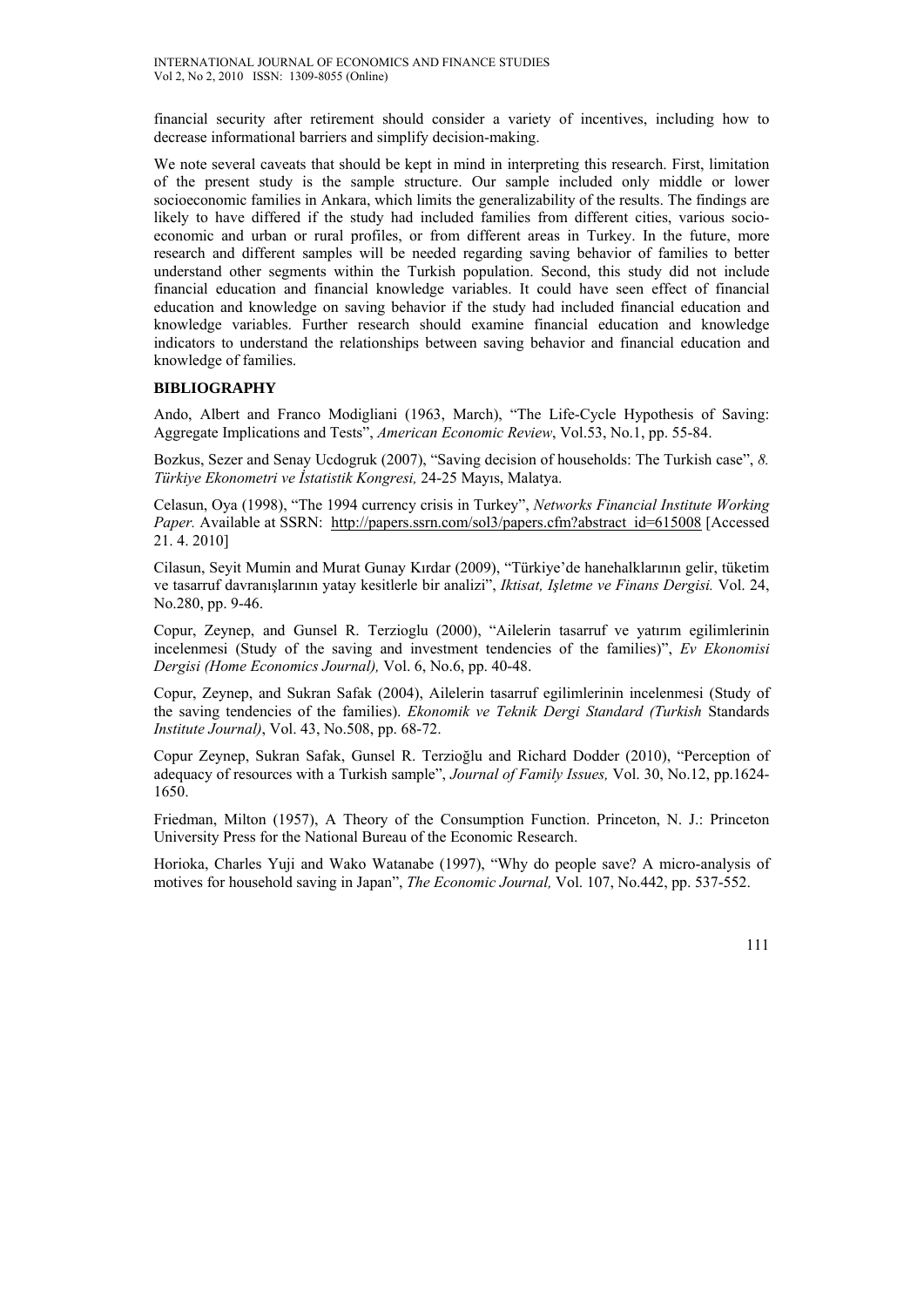financial security after retirement should consider a variety of incentives, including how to decrease informational barriers and simplify decision-making.

We note several caveats that should be kept in mind in interpreting this research. First, limitation of the present study is the sample structure. Our sample included only middle or lower socioeconomic families in Ankara, which limits the generalizability of the results. The findings are likely to have differed if the study had included families from different cities, various socio-economic and urban or rural profiles, or from different areas in Turkey. In the future, more research and different samples will be needed regarding saving behavior of families to better understand other segments within the Turkish population. Second, this study did not include financial education and financial knowledge variables. It could have seen effect of financial education and knowledge on saving behavior if the study had included financial education and knowledge variables. Further research should examine financial education and knowledge indicators to understand the relationships between saving behavior and financial education and knowledge of families.

## BIBLIOGRAPHY

Ando, Albert and Franco Modigliani (1963, March), "The Life-Cycle Hypothesis of Saving: Aggregate Implications and Tests", *American Economic Review*, Vol.53, No.1, pp. 55-84.

Bozkus, Sezer and Senay Ucdogruk (2007), "Saving decision of households: The Turkish case", *8. Türkiye Ekonometri ve İstatistik Kongresi,* 24-25 Mayıs, Malatya.

Celasun, Oya (1998), "The 1994 currency crisis in Turkey", *Networks Financial Institute Working Paper.* Available at SSRN: http://papers.ssrn.com/sol3/papers.cfm?abstract_id=615008 [Accessed 21. 4. 2010]

Cilasun, Seyit Mumin and Murat Gunay Kırdar (2009), "Türkiye'de hanehalklarının gelir, tüketim ve tasarruf davranışlarının yatay kesitlerle bir analizi", *Iktisat, Işletme ve Finans Dergisi.* Vol. 24, No.280, pp. 9-46.

Copur, Zeynep, and Gunsel R. Terzioglu (2000), "Ailelerin tasarruf ve yatırım egilimlerinin incelenmesi (Study of the saving and investment tendencies of the families)", *Ev Ekonomisi Dergisi (Home Economics Journal),* Vol. 6, No.6, pp. 40-48.

Copur, Zeynep, and Sukran Safak (2004), Ailelerin tasarruf egilimlerinin incelenmesi (Study of the saving tendencies of the families). *Ekonomik ve Teknik Dergi Standard (Turkish* Standards *Institute Journal)*, Vol. 43, No.508, pp. 68-72.

Copur Zeynep, Sukran Safak, Gunsel R. Terzioğlu and Richard Dodder (2010), "Perception of adequacy of resources with a Turkish sample", *Journal of Family Issues,* Vol. 30, No.12, pp.1624-1650.

Friedman, Milton (1957), A Theory of the Consumption Function. Princeton, N. J.: Princeton University Press for the National Bureau of the Economic Research.

Horioka, Charles Yuji and Wako Watanabe (1997), "Why do people save? A micro-analysis of motives for household saving in Japan", *The Economic Journal,* Vol. 107, No.442, pp. 537-552.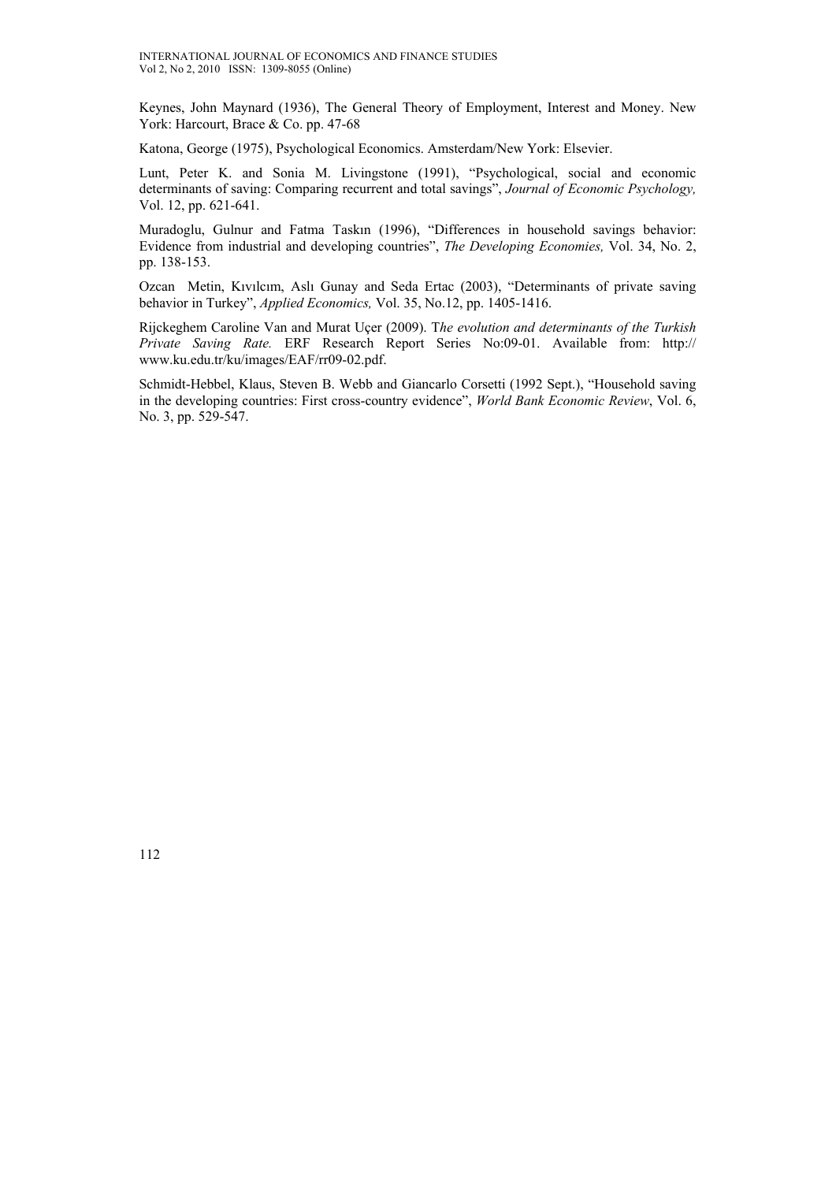Keynes, John Maynard (1936), The General Theory of Employment, Interest and Money. New York: Harcourt, Brace & Co. pp. 47-68

Katona, George (1975), Psychological Economics. Amsterdam/New York: Elsevier.

Lunt, Peter K. and Sonia M. Livingstone (1991), "Psychological, social and economic determinants of saving: Comparing recurrent and total savings", *Journal of Economic Psychology,* Vol. 12, pp. 621-641.

Muradoglu, Gulnur and Fatma Taskın (1996), "Differences in household savings behavior: Evidence from industrial and developing countries", *The Developing Economies,* Vol. 34, No. 2, pp. 138-153.

Ozcan Metin, Kıvılcım, Aslı Gunay and Seda Ertac (2003), "Determinants of private saving behavior in Turkey", *Applied Economics,* Vol. 35, No.12, pp. 1405-1416.

Rijckeghem Caroline Van and Murat Uçer (2009). T*he evolution and determinants of the Turkish Private Saving Rate.* ERF Research Report Series No:09-01. Available from: http:// www.ku.edu.tr/ku/images/EAF/rr09-02.pdf.

Schmidt-Hebbel, Klaus, Steven B. Webb and Giancarlo Corsetti (1992 Sept.), "Household saving in the developing countries: First cross-country evidence", *World Bank Economic Review*, Vol. 6, No. 3, pp. 529-547.